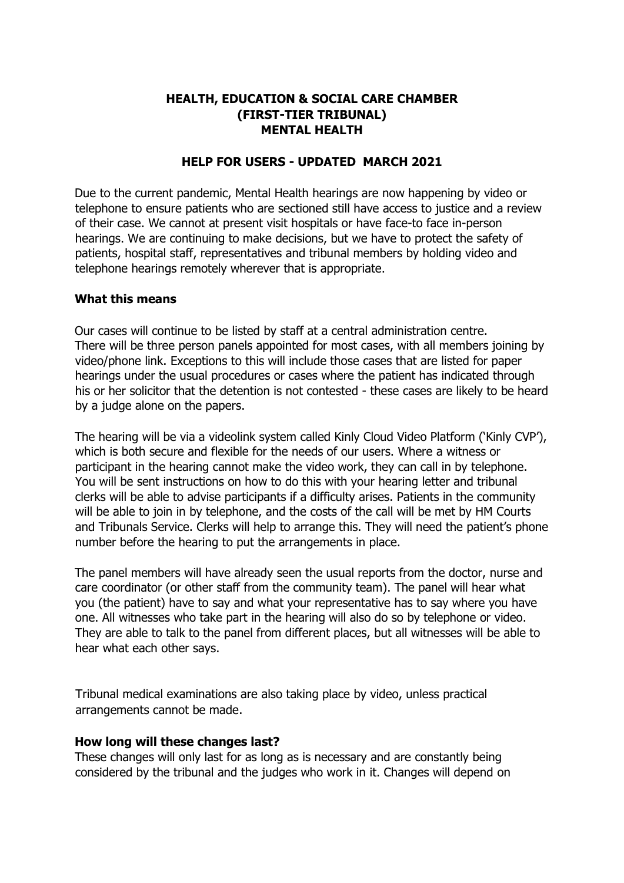# HEALTH, EDUCATION & SOCIAL CARE CHAMBER (FIRST-TIER TRIBUNAL) MENTAL HEALTH

## HELP FOR USERS - UPDATED MARCH 2021

Due to the current pandemic, Mental Health hearings are now happening by video or telephone to ensure patients who are sectioned still have access to justice and a review of their case. We cannot at present visit hospitals or have face-to face in-person hearings. We are continuing to make decisions, but we have to protect the safety of patients, hospital staff, representatives and tribunal members by holding video and telephone hearings remotely wherever that is appropriate.

### What this means

Our cases will continue to be listed by staff at a central administration centre. There will be three person panels appointed for most cases, with all members joining by video/phone link. Exceptions to this will include those cases that are listed for paper hearings under the usual procedures or cases where the patient has indicated through his or her solicitor that the detention is not contested - these cases are likely to be heard by a judge alone on the papers.

The hearing will be via a videolink system called Kinly Cloud Video Platform ('Kinly CVP'), which is both secure and flexible for the needs of our users. Where a witness or participant in the hearing cannot make the video work, they can call in by telephone. You will be sent instructions on how to do this with your hearing letter and tribunal clerks will be able to advise participants if a difficulty arises. Patients in the community will be able to join in by telephone, and the costs of the call will be met by HM Courts and Tribunals Service. Clerks will help to arrange this. They will need the patient's phone number before the hearing to put the arrangements in place.

The panel members will have already seen the usual reports from the doctor, nurse and care coordinator (or other staff from the community team). The panel will hear what you (the patient) have to say and what your representative has to say where you have one. All witnesses who take part in the hearing will also do so by telephone or video. They are able to talk to the panel from different places, but all witnesses will be able to hear what each other says.

Tribunal medical examinations are also taking place by video, unless practical arrangements cannot be made.

### How long will these changes last?

These changes will only last for as long as is necessary and are constantly being considered by the tribunal and the judges who work in it. Changes will depend on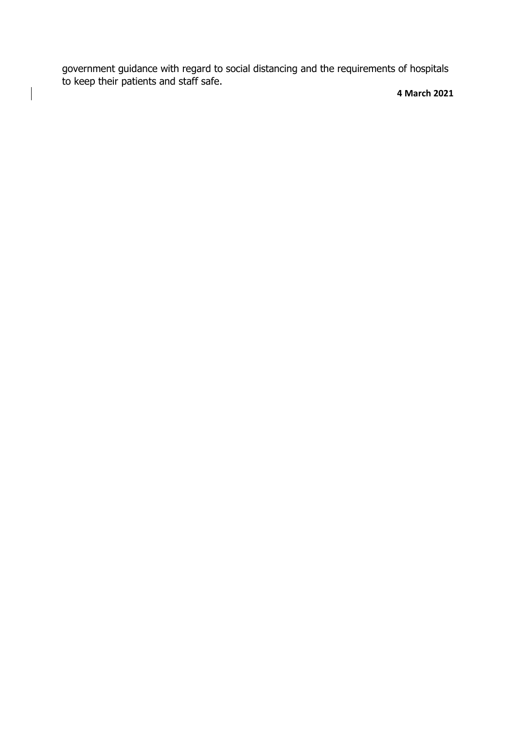government guidance with regard to social distancing and the requirements of hospitals to keep their patients and staff safe.

**4 March 2021**